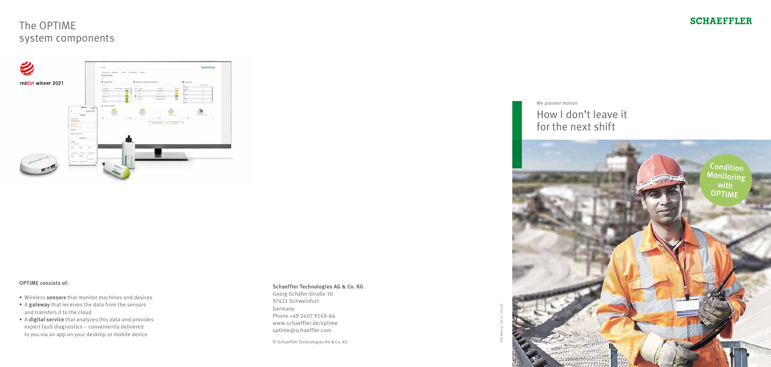# The OPTIME system components

reddot winner 2021

**OPTIME consists of:**

- Wireless **sensors** that monitor machines and devices
- A **gateway** that receives the data from the sensors and transfers it to the cloud
- A **digital service** that analyzes this data and provides expert fault diagnostics – conveniently delivered to you via an app on your desktop or mobile device

**Schaeffler Technologies AG & Co. KG**
Georg-Schäfer-Straße 30
97421 Schweinfurt
Germany
Phone +49 2407 9149-66
www.schaeffler.de/optime
optime@schaeffler.com

© Schaeffler Technologies AG & Co. KG

FOT-Wevag / US-D / 202105

SCHAEFFLER

We pioneer motion

# How I don't leave it for the next shift

Condition Monitoring with OPTIME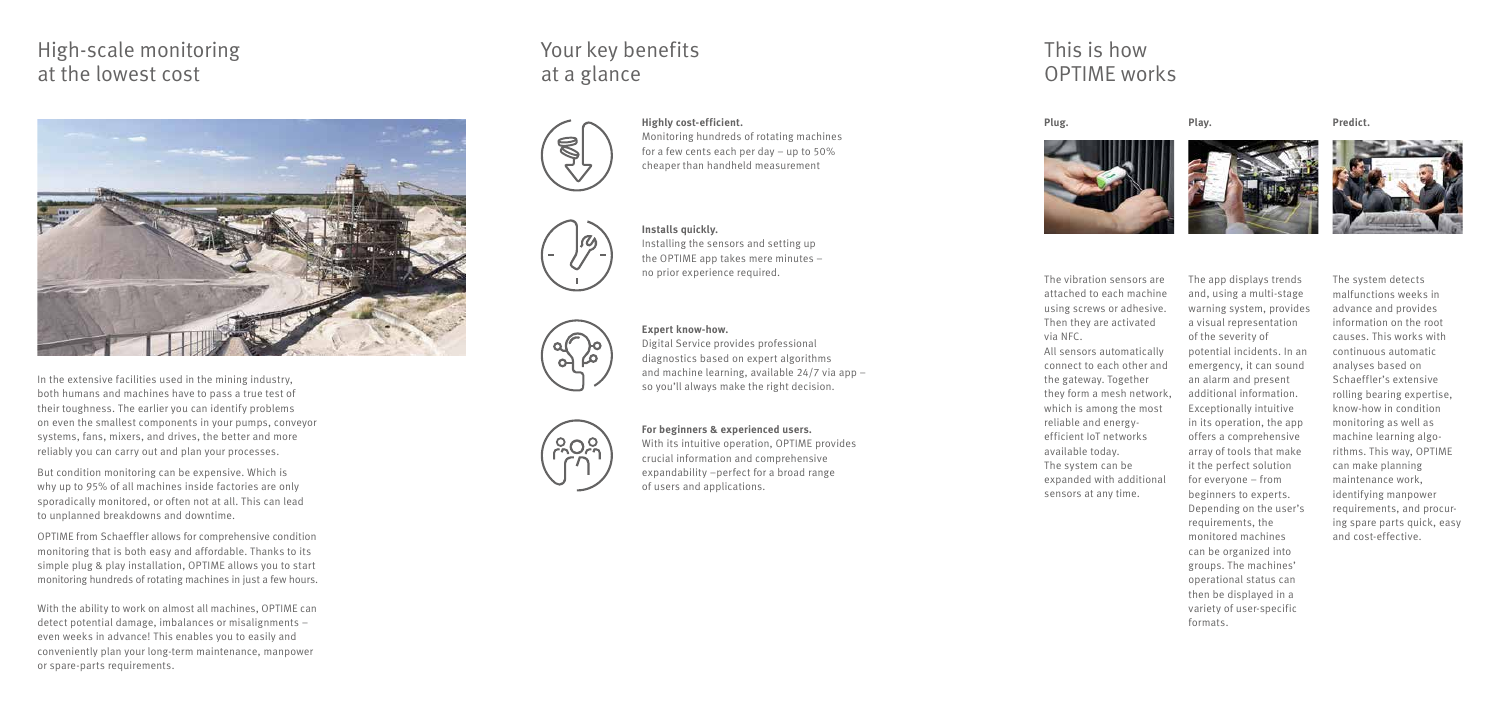## High-scale monitoring at the lowest cost

In the extensive facilities used in the mining industry, both humans and machines have to pass a true test of their toughness. The earlier you can identify problems on even the smallest components in your pumps, conveyor systems, fans, mixers, and drives, the better and more reliably you can carry out and plan your processes.

But condition monitoring can be expensive. Which is why up to 95% of all machines inside factories are only sporadically monitored, or often not at all. This can lead to unplanned breakdowns and downtime.

OPTIME from Schaeffler allows for comprehensive condition monitoring that is both easy and affordable. Thanks to its simple plug & play installation, OPTIME allows you to start monitoring hundreds of rotating machines in just a few hours.

With the ability to work on almost all machines, OPTIME can detect potential damage, imbalances or misalignments – even weeks in advance! This enables you to easily and conveniently plan your long-term maintenance, manpower or spare-parts requirements.

## Your key benefits at a glance

**Highly cost-efficient.**
Monitoring hundreds of rotating machines for a few cents each per day – up to 50% cheaper than handheld measurement

**Installs quickly.**
Installing the sensors and setting up the OPTIME app takes mere minutes – no prior experience required.

**Expert know-how.**
Digital Service provides professional diagnostics based on expert algorithms and machine learning, available 24/7 via app – so you'll always make the right decision.

**For beginners & experienced users.**
With its intuitive operation, OPTIME provides crucial information and comprehensive expandability –perfect for a broad range of users and applications.

## This is how OPTIME works

**Plug.**

The vibration sensors are attached to each machine using screws or adhesive. Then they are activated via NFC.
All sensors automatically connect to each other and the gateway. Together they form a mesh network, which is among the most reliable and energy-efficient IoT networks available today.
The system can be expanded with additional sensors at any time.

**Play.**

The app displays trends and, using a multi-stage warning system, provides a visual representation of the severity of potential incidents. In an emergency, it can sound an alarm and present additional information. Exceptionally intuitive in its operation, the app offers a comprehensive array of tools that make it the perfect solution for everyone – from beginners to experts. Depending on the user's requirements, the monitored machines can be organized into groups. The machines' operational status can then be displayed in a variety of user-specific formats.

**Predict.**

The system detects malfunctions weeks in advance and provides information on the root causes. This works with continuous automatic analyses based on Schaeffler's extensive rolling bearing expertise, know-how in condition monitoring as well as machine learning algorithms. This way, OPTIME can make planning maintenance work, identifying manpower requirements, and procuring spare parts quick, easy and cost-effective.